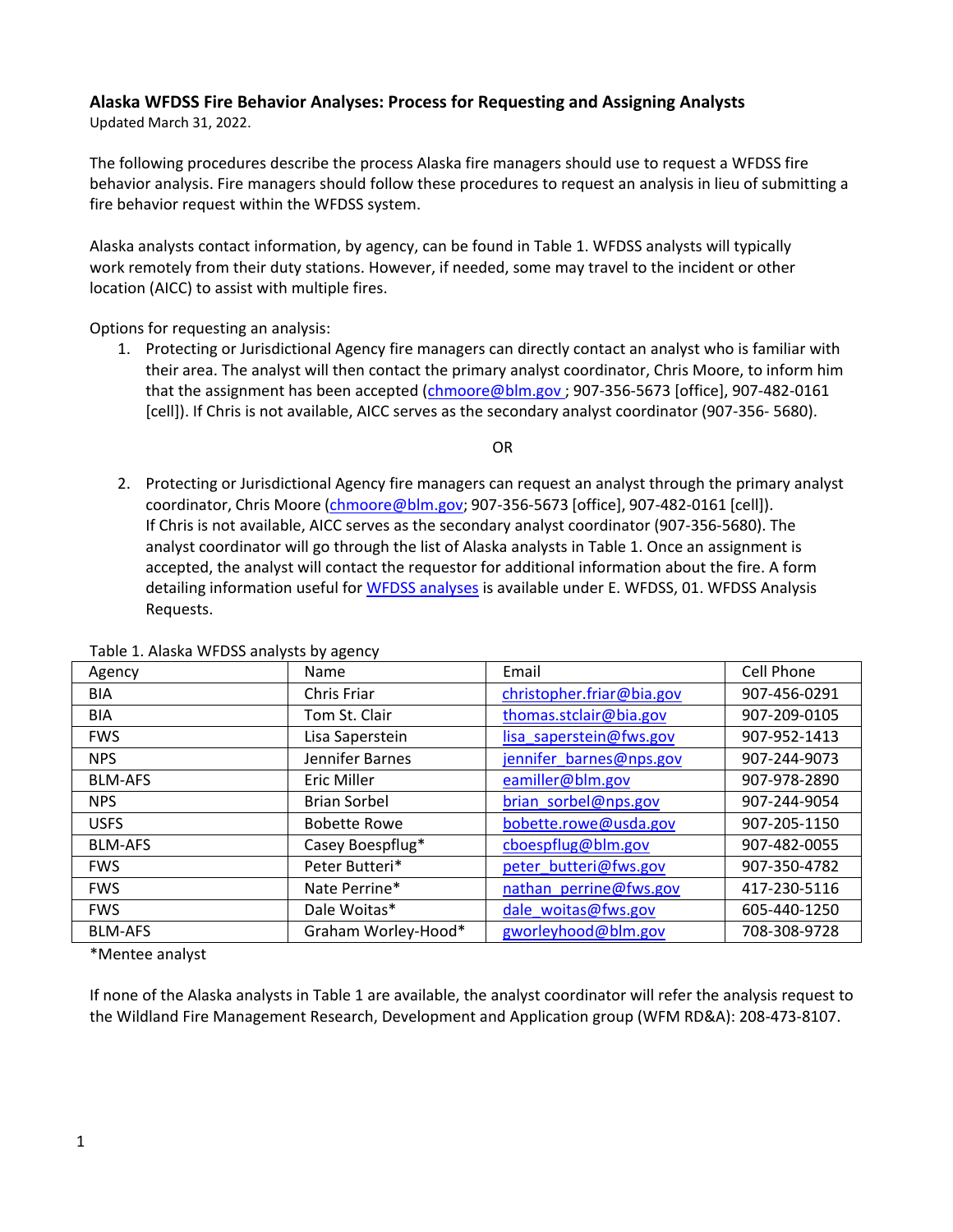## Alaska WFDSS Fire Behavior Analyses: Process for Requesting and Assigning Analysts

Updated March 31, 2022.

The following procedures describe the process Alaska fire managers should use to request a WFDSS fire behavior analysis. Fire managers should follow these procedures to request an analysis in lieu of submitting a fire behavior request within the WFDSS system.

Alaska analysts contact information, by agency, can be found in Table 1. WFDSS analysts will typically work remotely from their duty stations. However, if needed, some may travel to the incident or other location (AICC) to assist with multiple fires.

Options for requesting an analysis:

1. Protecting or Jurisdictional Agency fire managers can directly contact an analyst who is familiar with their area. The analyst will then contact the primary analyst coordinator, Chris Moore, to inform him that the assignment has been accepted (chmoore@blm.gov ; 907-356-5673 [office], 907-482-0161 [cell]). If Chris is not available, AICC serves as the secondary analyst coordinator (907-356- 5680).

OR

2. Protecting or Jurisdictional Agency fire managers can request an analyst through the primary analyst coordinator, Chris Moore (chmoore@blm.gov; 907-356-5673 [office], 907-482-0161 [cell]). If Chris is not available, AICC serves as the secondary analyst coordinator (907-356-5680). The analyst coordinator will go through the list of Alaska analysts in Table 1. Once an assignment is accepted, the analyst will contact the requestor for additional information about the fire. A form detailing information useful for WFDSS analyses is available under E. WFDSS, 01. WFDSS Analysis Requests.

Table 1. Alaska WFDSS analysts by agency

| Agency | Name | Email | Cell Phone |
|---|---|---|---|
| BIA | Chris Friar | christopher.friar@bia.gov | 907-456-0291 |
| BIA | Tom St. Clair | thomas.stclair@bia.gov | 907-209-0105 |
| FWS | Lisa Saperstein | lisa_saperstein@fws.gov | 907-952-1413 |
| NPS | Jennifer Barnes | jennifer_barnes@nps.gov | 907-244-9073 |
| BLM-AFS | Eric Miller | eamiller@blm.gov | 907-978-2890 |
| NPS | Brian Sorbel | brian_sorbel@nps.gov | 907-244-9054 |
| USFS | Bobette Rowe | bobette.rowe@usda.gov | 907-205-1150 |
| BLM-AFS | Casey Boespflug* | cboespflug@blm.gov | 907-482-0055 |
| FWS | Peter Butteri* | peter_butteri@fws.gov | 907-350-4782 |
| FWS | Nate Perrine* | nathan_perrine@fws.gov | 417-230-5116 |
| FWS | Dale Woitas* | dale_woitas@fws.gov | 605-440-1250 |
| BLM-AFS | Graham Worley-Hood* | gworleyhood@blm.gov | 708-308-9728 |

*Mentee analyst

If none of the Alaska analysts in Table 1 are available, the analyst coordinator will refer the analysis request to the Wildland Fire Management Research, Development and Application group (WFM RD&A): 208-473-8107.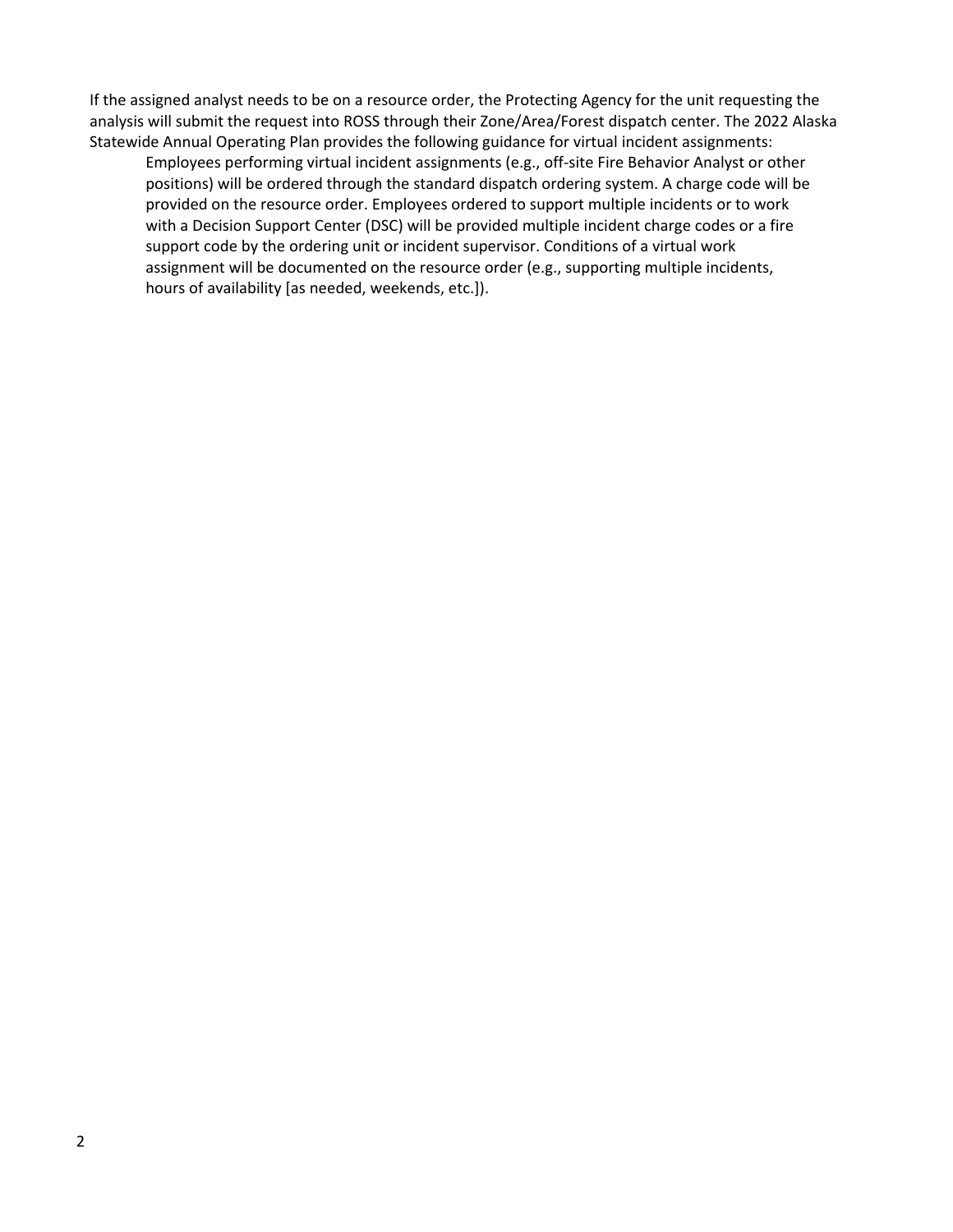If the assigned analyst needs to be on a resource order, the Protecting Agency for the unit requesting the analysis will submit the request into ROSS through their Zone/Area/Forest dispatch center. The 2022 Alaska Statewide Annual Operating Plan provides the following guidance for virtual incident assignments:

> Employees performing virtual incident assignments (e.g., off-site Fire Behavior Analyst or other positions) will be ordered through the standard dispatch ordering system. A charge code will be provided on the resource order. Employees ordered to support multiple incidents or to work with a Decision Support Center (DSC) will be provided multiple incident charge codes or a fire support code by the ordering unit or incident supervisor. Conditions of a virtual work assignment will be documented on the resource order (e.g., supporting multiple incidents, hours of availability [as needed, weekends, etc.]).